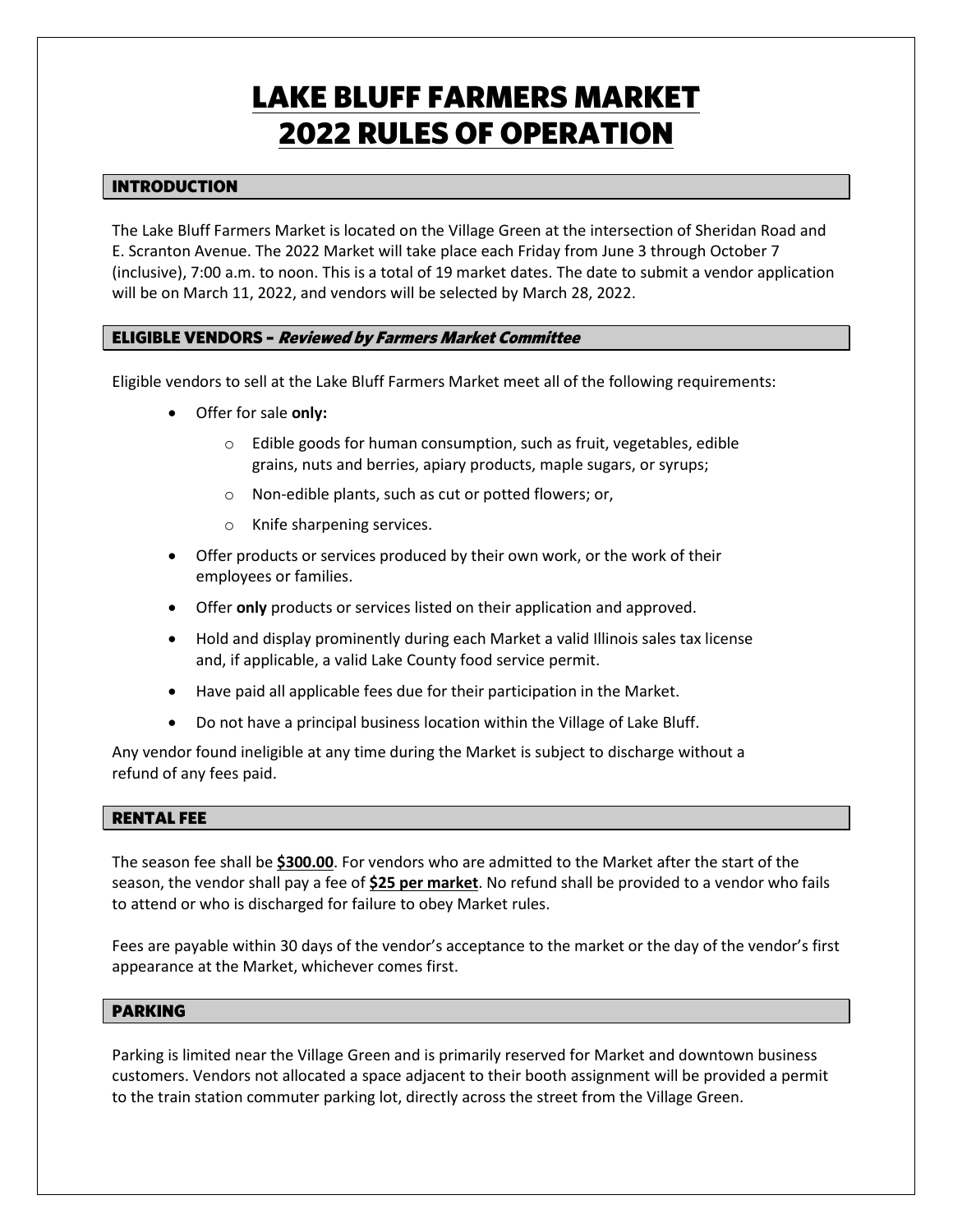# LAKE BLUFF FARMERS MARKET 2022 RULES OF OPERATION

## INTRODUCTION

The Lake Bluff Farmers Market is located on the Village Green at the intersection of Sheridan Road and E. Scranton Avenue. The 2022 Market will take place each Friday from June 3 through October 7 (inclusive), 7:00 a.m. to noon. This is a total of 19 market dates. The date to submit a vendor application will be on March 11, 2022, and vendors will be selected by March 28, 2022.

## ELIGIBLE VENDORS – *Reviewed by Farmers Market Committee*

Eligible vendors to sell at the Lake Bluff Farmers Market meet all of the following requirements:

- Offer for sale **only:**
  - Edible goods for human consumption, such as fruit, vegetables, edible grains, nuts and berries, apiary products, maple sugars, or syrups;
  - Non-edible plants, such as cut or potted flowers; or,
  - Knife sharpening services.
- Offer products or services produced by their own work, or the work of their employees or families.
- Offer **only** products or services listed on their application and approved.
- Hold and display prominently during each Market a valid Illinois sales tax license and, if applicable, a valid Lake County food service permit.
- Have paid all applicable fees due for their participation in the Market.
- Do not have a principal business location within the Village of Lake Bluff.

Any vendor found ineligible at any time during the Market is subject to discharge without a refund of any fees paid.

## RENTAL FEE

The season fee shall be **$300.00**. For vendors who are admitted to the Market after the start of the season, the vendor shall pay a fee of **$25 per market**. No refund shall be provided to a vendor who fails to attend or who is discharged for failure to obey Market rules.

Fees are payable within 30 days of the vendor's acceptance to the market or the day of the vendor's first appearance at the Market, whichever comes first.

## PARKING

Parking is limited near the Village Green and is primarily reserved for Market and downtown business customers. Vendors not allocated a space adjacent to their booth assignment will be provided a permit to the train station commuter parking lot, directly across the street from the Village Green.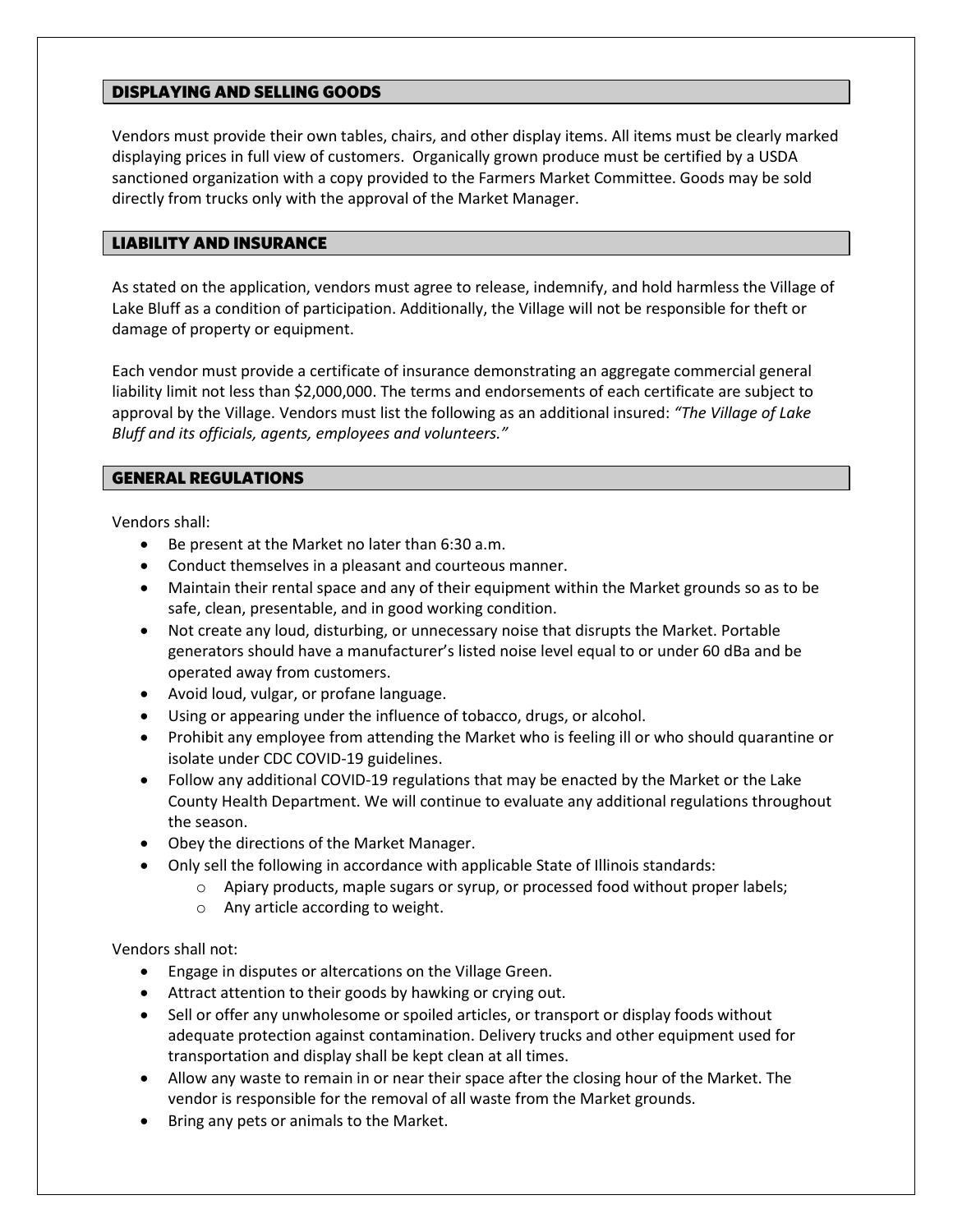## DISPLAYING AND SELLING GOODS

Vendors must provide their own tables, chairs, and other display items. All items must be clearly marked displaying prices in full view of customers. Organically grown produce must be certified by a USDA sanctioned organization with a copy provided to the Farmers Market Committee. Goods may be sold directly from trucks only with the approval of the Market Manager.

## LIABILITY AND INSURANCE

As stated on the application, vendors must agree to release, indemnify, and hold harmless the Village of Lake Bluff as a condition of participation. Additionally, the Village will not be responsible for theft or damage of property or equipment.

Each vendor must provide a certificate of insurance demonstrating an aggregate commercial general liability limit not less than $2,000,000. The terms and endorsements of each certificate are subject to approval by the Village. Vendors must list the following as an additional insured: *"The Village of Lake Bluff and its officials, agents, employees and volunteers."*

## GENERAL REGULATIONS

Vendors shall:

- Be present at the Market no later than 6:30 a.m.
- Conduct themselves in a pleasant and courteous manner.
- Maintain their rental space and any of their equipment within the Market grounds so as to be safe, clean, presentable, and in good working condition.
- Not create any loud, disturbing, or unnecessary noise that disrupts the Market. Portable generators should have a manufacturer's listed noise level equal to or under 60 dBa and be operated away from customers.
- Avoid loud, vulgar, or profane language.
- Using or appearing under the influence of tobacco, drugs, or alcohol.
- Prohibit any employee from attending the Market who is feeling ill or who should quarantine or isolate under CDC COVID-19 guidelines.
- Follow any additional COVID-19 regulations that may be enacted by the Market or the Lake County Health Department. We will continue to evaluate any additional regulations throughout the season.
- Obey the directions of the Market Manager.
- Only sell the following in accordance with applicable State of Illinois standards:
    - Apiary products, maple sugars or syrup, or processed food without proper labels;
    - Any article according to weight.

Vendors shall not:

- Engage in disputes or altercations on the Village Green.
- Attract attention to their goods by hawking or crying out.
- Sell or offer any unwholesome or spoiled articles, or transport or display foods without adequate protection against contamination. Delivery trucks and other equipment used for transportation and display shall be kept clean at all times.
- Allow any waste to remain in or near their space after the closing hour of the Market. The vendor is responsible for the removal of all waste from the Market grounds.
- Bring any pets or animals to the Market.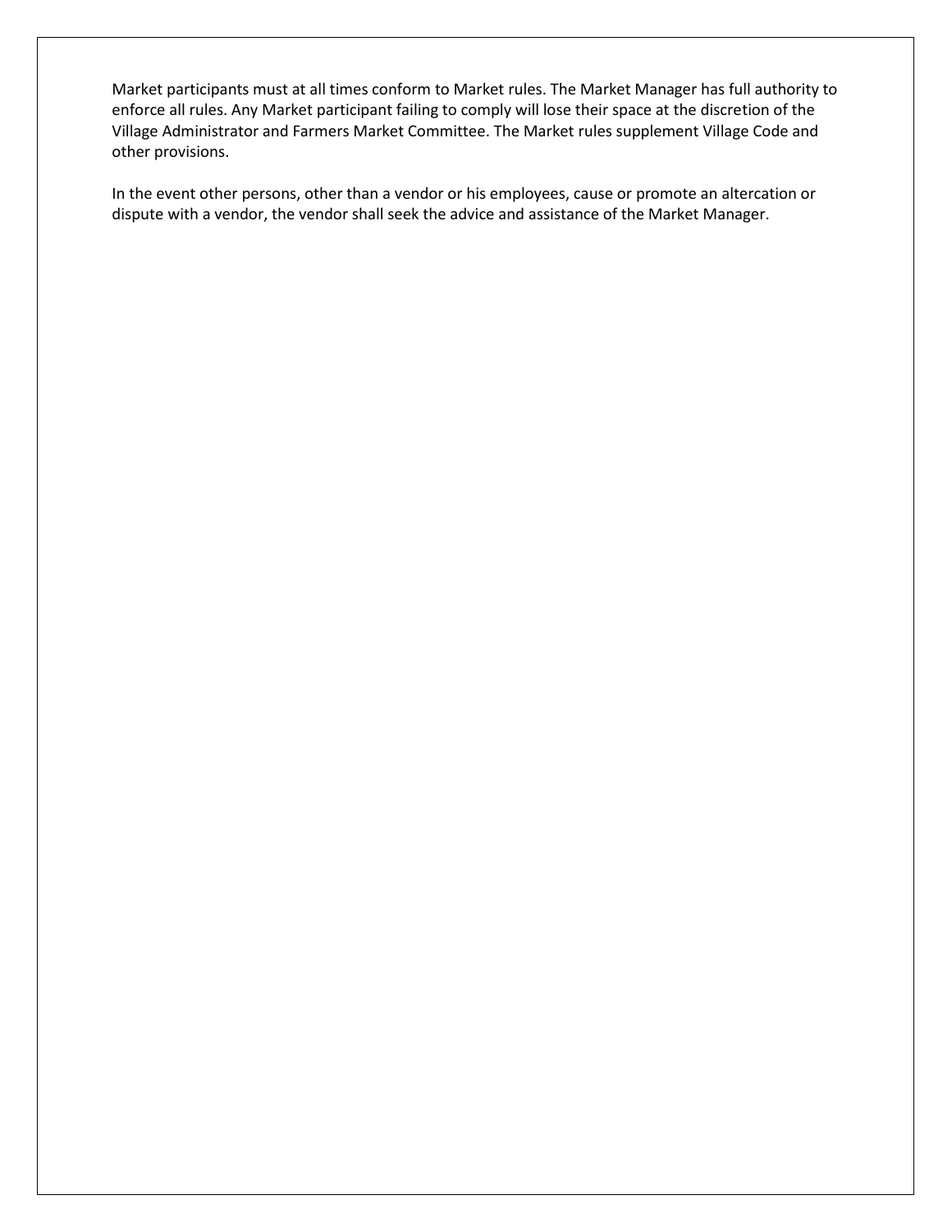Market participants must at all times conform to Market rules. The Market Manager has full authority to enforce all rules. Any Market participant failing to comply will lose their space at the discretion of the Village Administrator and Farmers Market Committee. The Market rules supplement Village Code and other provisions.

In the event other persons, other than a vendor or his employees, cause or promote an altercation or dispute with a vendor, the vendor shall seek the advice and assistance of the Market Manager.